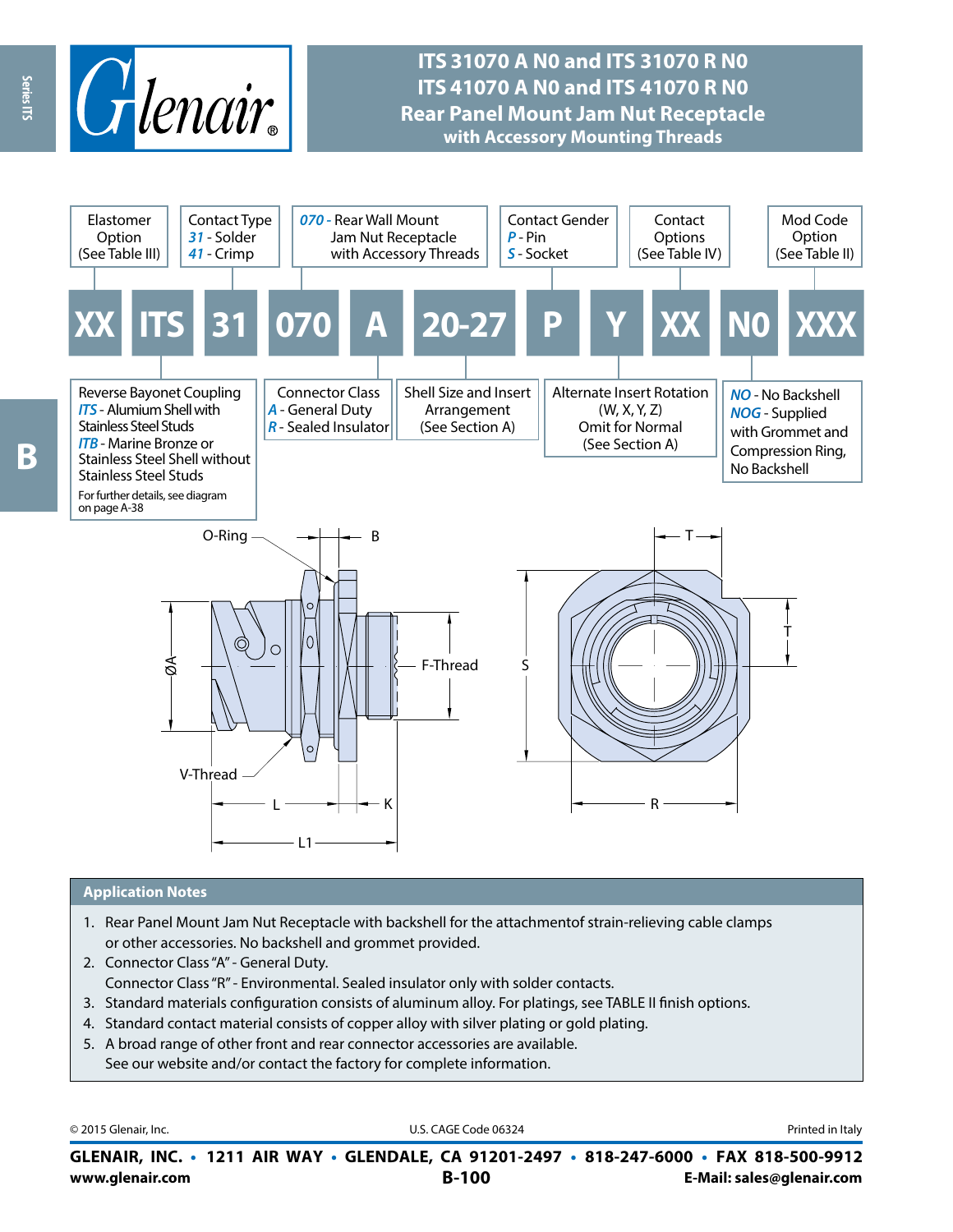# ITS 31070 A N0 and ITS 31070 R N0
# ITS 41070 A N0 and ITS 41070 R N0
## Rear Panel Mount Jam Nut Receptacle
### with Accessory Mounting Threads

**Part Number Breakdown:**

XX ITS 31 070 A 20-27 P Y XX N0 XXX

| Field | Description |
|---|---|
| XX | Elastomer Option (See Table III) |
| ITS | Reverse Bayonet Coupling<br>*ITS* - Alumium Shell with Stainless Steel Studs<br>*ITB* - Marine Bronze or Stainless Steel Shell without Stainless Steel Studs<br>For further details, see diagram on page A-38 |
| 31 | Contact Type<br>*31* - Solder<br>*41* - Crimp |
| 070 | *070* - Rear Wall Mount Jam Nut Receptacle with Accessory Threads |
| A | Connector Class<br>*A* - General Duty<br>*R* - Sealed Insulator |
| 20-27 | Shell Size and Insert Arrangement (See Section A) |
| P | Contact Gender<br>*P* - Pin<br>*S* - Socket |
| Y | Alternate Insert Rotation (W, X, Y, Z)<br>Omit for Normal (See Section A) |
| XX | Contact Options (See Table IV) |
| N0 | *NO* - No Backshell<br>*NOG* - Supplied with Grommet and Compression Ring, No Backshell |
| XXX | Mod Code Option (See Table II) |

Diagram labels: O-Ring, B, ØA, F-Thread, V-Thread, L, K, L1, S, T, R

## Application Notes

1. Rear Panel Mount Jam Nut Receptacle with backshell for the attachmentof strain-relieving cable clamps or other accessories. No backshell and grommet provided.
2. Connector Class "A" - General Duty.
   Connector Class "R" - Environmental. Sealed insulator only with solder contacts.
3. Standard materials configuration consists of aluminum alloy. For platings, see TABLE II finish options.
4. Standard contact material consists of copper alloy with silver plating or gold plating.
5. A broad range of other front and rear connector accessories are available.
   See our website and/or contact the factory for complete information.

© 2015 Glenair, Inc. U.S. CAGE Code 06324 Printed in Italy

**GLENAIR, INC. • 1211 AIR WAY • GLENDALE, CA 91201-2497 • 818-247-6000 • FAX 818-500-9912**
**www.glenair.com** **E-Mail: sales@glenair.com**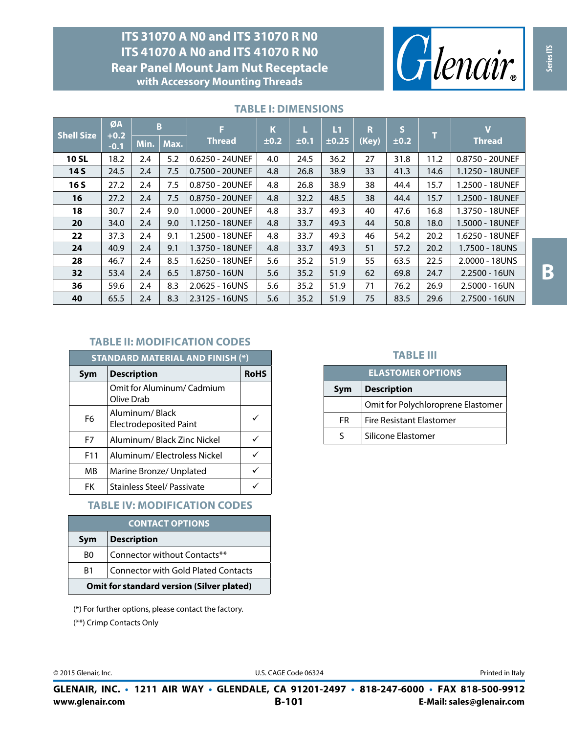# ITS 31070 A N0 and ITS 31070 R N0
# ITS 41070 A N0 and ITS 41070 R N0
## Rear Panel Mount Jam Nut Receptacle with Accessory Mounting Threads

### TABLE I: DIMENSIONS

| Shell Size | ØA +0.2 -0.1 | B | | F Thread | K ±0.2 | L ±0.1 | L1 ±0.25 | R (Key) | S ±0.2 | T | V Thread |
|---|---|---|---|---|---|---|---|---|---|---|---|
| | | Min. | Max. | | | | | | | | |
| **10 SL** | 18.2 | 2.4 | 5.2 | 0.6250 - 24UNEF | 4.0 | 24.5 | 36.2 | 27 | 31.8 | 11.2 | 0.8750 - 20UNEF |
| **14 S** | 24.5 | 2.4 | 7.5 | 0.7500 - 20UNEF | 4.8 | 26.8 | 38.9 | 33 | 41.3 | 14.6 | 1.1250 - 18UNEF |
| **16 S** | 27.2 | 2.4 | 7.5 | 0.8750 - 20UNEF | 4.8 | 26.8 | 38.9 | 38 | 44.4 | 15.7 | 1.2500 - 18UNEF |
| **16** | 27.2 | 2.4 | 7.5 | 0.8750 - 20UNEF | 4.8 | 32.2 | 48.5 | 38 | 44.4 | 15.7 | 1.2500 - 18UNEF |
| **18** | 30.7 | 2.4 | 9.0 | 1.0000 - 20UNEF | 4.8 | 33.7 | 49.3 | 40 | 47.6 | 16.8 | 1.3750 - 18UNEF |
| **20** | 34.0 | 2.4 | 9.0 | 1.1250 - 18UNEF | 4.8 | 33.7 | 49.3 | 44 | 50.8 | 18.0 | 1.5000 - 18UNEF |
| **22** | 37.3 | 2.4 | 9.1 | 1.2500 - 18UNEF | 4.8 | 33.7 | 49.3 | 46 | 54.2 | 20.2 | 1.6250 - 18UNEF |
| **24** | 40.9 | 2.4 | 9.1 | 1.3750 - 18UNEF | 4.8 | 33.7 | 49.3 | 51 | 57.2 | 20.2 | 1.7500 - 18UNS |
| **28** | 46.7 | 2.4 | 8.5 | 1.6250 - 18UNEF | 5.6 | 35.2 | 51.9 | 55 | 63.5 | 22.5 | 2.0000 - 18UNS |
| **32** | 53.4 | 2.4 | 6.5 | 1.8750 - 16UN | 5.6 | 35.2 | 51.9 | 62 | 69.8 | 24.7 | 2.2500 - 16UN |
| **36** | 59.6 | 2.4 | 8.3 | 2.0625 - 16UNS | 5.6 | 35.2 | 51.9 | 71 | 76.2 | 26.9 | 2.5000 - 16UN |
| **40** | 65.5 | 2.4 | 8.3 | 2.3125 - 16UNS | 5.6 | 35.2 | 51.9 | 75 | 83.5 | 29.6 | 2.7500 - 16UN |

### TABLE II: MODIFICATION CODES

| STANDARD MATERIAL AND FINISH (*) | | |
|---|---|---|
| **Sym** | **Description** | **RoHS** |
| | Omit for Aluminum/ Cadmium Olive Drab | |
| F6 | Aluminum/ Black Electrodeposited Paint | ✓ |
| F7 | Aluminum/ Black Zinc Nickel | ✓ |
| F11 | Aluminum/ Electroless Nickel | ✓ |
| MB | Marine Bronze/ Unplated | ✓ |
| FK | Stainless Steel/ Passivate | ✓ |

### TABLE III

| ELASTOMER OPTIONS | |
|---|---|
| **Sym** | **Description** |
| | Omit for Polychloroprene Elastomer |
| FR | Fire Resistant Elastomer |
| S | Silicone Elastomer |

### TABLE IV: MODIFICATION CODES

| CONTACT OPTIONS | |
|---|---|
| **Sym** | **Description** |
| B0 | Connector without Contacts** |
| B1 | Connector with Gold Plated Contacts |
| **Omit for standard version (Silver plated)** | |

(*) For further options, please contact the factory.

(**) Crimp Contacts Only

© 2015 Glenair, Inc. U.S. CAGE Code 06324 Printed in Italy

GLENAIR, INC. • 1211 AIR WAY • GLENDALE, CA 91201-2497 • 818-247-6000 • FAX 818-500-9912
www.glenair.com E-Mail: sales@glenair.com